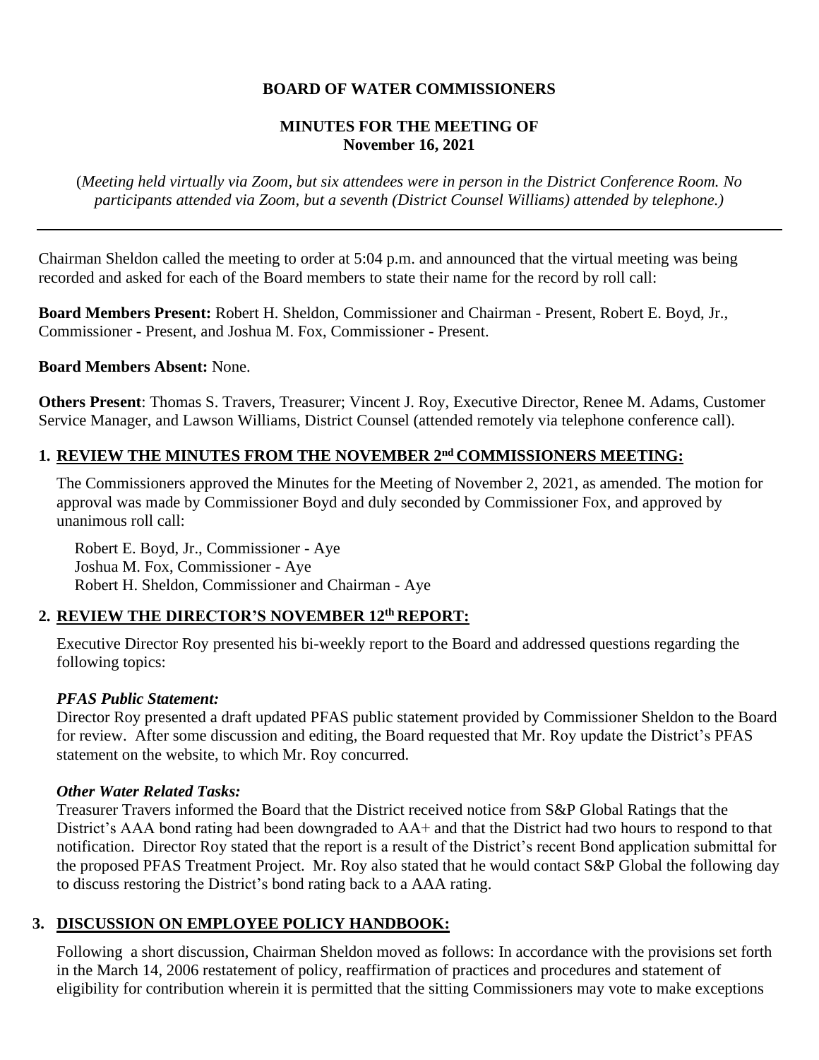**BOARD OF WATER COMMISSIONERS**

**MINUTES FOR THE MEETING OF**
**November 16, 2021**

(*Meeting held virtually via Zoom, but six attendees were in person in the District Conference Room. No participants attended via Zoom, but a seventh (District Counsel Williams) attended by telephone.)*

---

Chairman Sheldon called the meeting to order at 5:04 p.m. and announced that the virtual meeting was being recorded and asked for each of the Board members to state their name for the record by roll call:

**Board Members Present:** Robert H. Sheldon, Commissioner and Chairman - Present, Robert E. Boyd, Jr., Commissioner - Present, and Joshua M. Fox, Commissioner - Present.

**Board Members Absent:** None.

**Others Present**: Thomas S. Travers, Treasurer; Vincent J. Roy, Executive Director, Renee M. Adams, Customer Service Manager, and Lawson Williams, District Counsel (attended remotely via telephone conference call).

## 1. REVIEW THE MINUTES FROM THE NOVEMBER 2nd COMMISSIONERS MEETING:

The Commissioners approved the Minutes for the Meeting of November 2, 2021, as amended. The motion for approval was made by Commissioner Boyd and duly seconded by Commissioner Fox, and approved by unanimous roll call:

Robert E. Boyd, Jr., Commissioner - Aye
Joshua M. Fox, Commissioner - Aye
Robert H. Sheldon, Commissioner and Chairman - Aye

## 2. REVIEW THE DIRECTOR'S NOVEMBER 12th REPORT:

Executive Director Roy presented his bi-weekly report to the Board and addressed questions regarding the following topics:

***PFAS Public Statement:***
Director Roy presented a draft updated PFAS public statement provided by Commissioner Sheldon to the Board for review. After some discussion and editing, the Board requested that Mr. Roy update the District's PFAS statement on the website, to which Mr. Roy concurred.

***Other Water Related Tasks:***
Treasurer Travers informed the Board that the District received notice from S&P Global Ratings that the District's AAA bond rating had been downgraded to AA+ and that the District had two hours to respond to that notification. Director Roy stated that the report is a result of the District's recent Bond application submittal for the proposed PFAS Treatment Project. Mr. Roy also stated that he would contact S&P Global the following day to discuss restoring the District's bond rating back to a AAA rating.

## 3. DISCUSSION ON EMPLOYEE POLICY HANDBOOK:

Following a short discussion, Chairman Sheldon moved as follows: In accordance with the provisions set forth in the March 14, 2006 restatement of policy, reaffirmation of practices and procedures and statement of eligibility for contribution wherein it is permitted that the sitting Commissioners may vote to make exceptions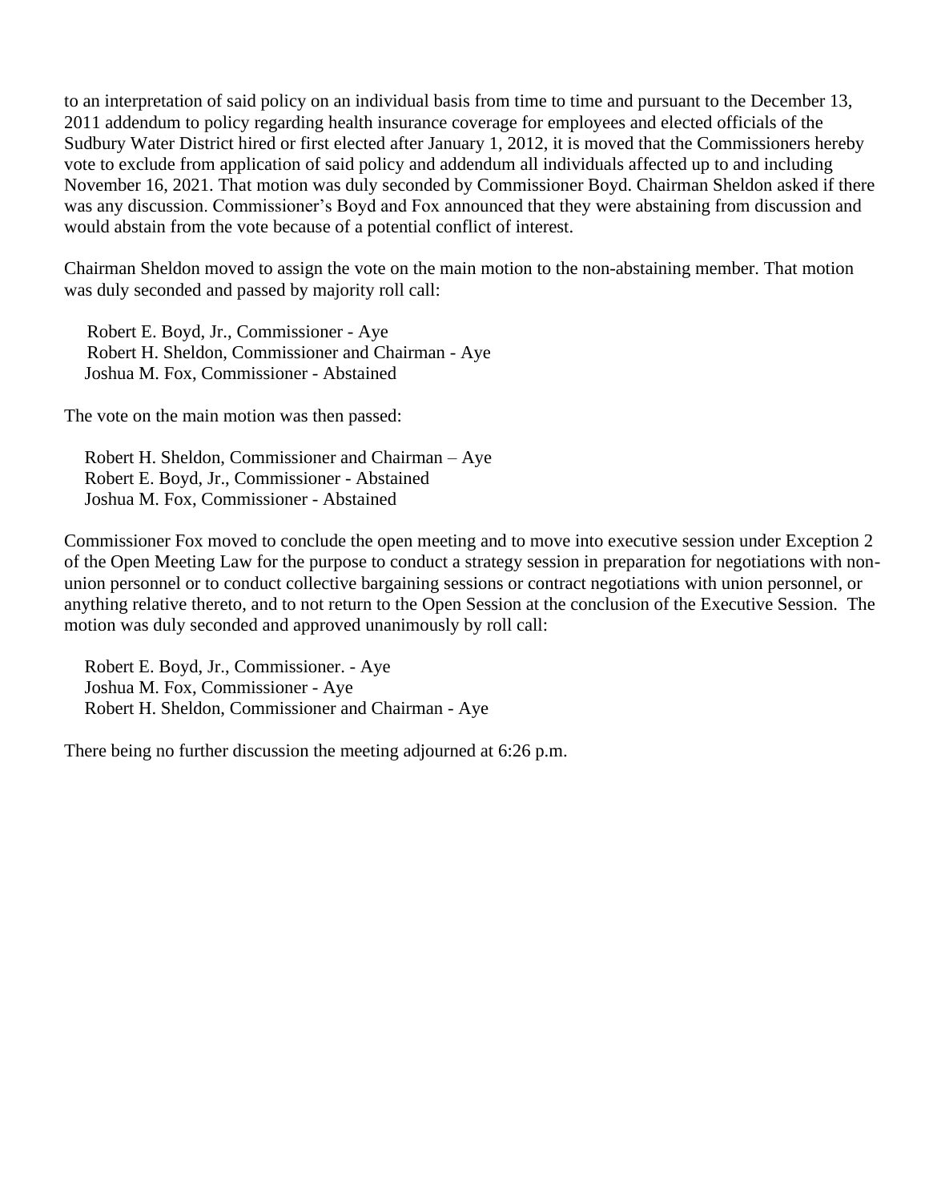to an interpretation of said policy on an individual basis from time to time and pursuant to the December 13, 2011 addendum to policy regarding health insurance coverage for employees and elected officials of the Sudbury Water District hired or first elected after January 1, 2012, it is moved that the Commissioners hereby vote to exclude from application of said policy and addendum all individuals affected up to and including November 16, 2021. That motion was duly seconded by Commissioner Boyd. Chairman Sheldon asked if there was any discussion. Commissioner's Boyd and Fox announced that they were abstaining from discussion and would abstain from the vote because of a potential conflict of interest.

Chairman Sheldon moved to assign the vote on the main motion to the non-abstaining member. That motion was duly seconded and passed by majority roll call:

Robert E. Boyd, Jr., Commissioner - Aye
Robert H. Sheldon, Commissioner and Chairman - Aye
Joshua M. Fox, Commissioner - Abstained

The vote on the main motion was then passed:

Robert H. Sheldon, Commissioner and Chairman – Aye
Robert E. Boyd, Jr., Commissioner - Abstained
Joshua M. Fox, Commissioner - Abstained

Commissioner Fox moved to conclude the open meeting and to move into executive session under Exception 2 of the Open Meeting Law for the purpose to conduct a strategy session in preparation for negotiations with non-union personnel or to conduct collective bargaining sessions or contract negotiations with union personnel, or anything relative thereto, and to not return to the Open Session at the conclusion of the Executive Session. The motion was duly seconded and approved unanimously by roll call:

Robert E. Boyd, Jr., Commissioner. - Aye
Joshua M. Fox, Commissioner - Aye
Robert H. Sheldon, Commissioner and Chairman - Aye

There being no further discussion the meeting adjourned at 6:26 p.m.